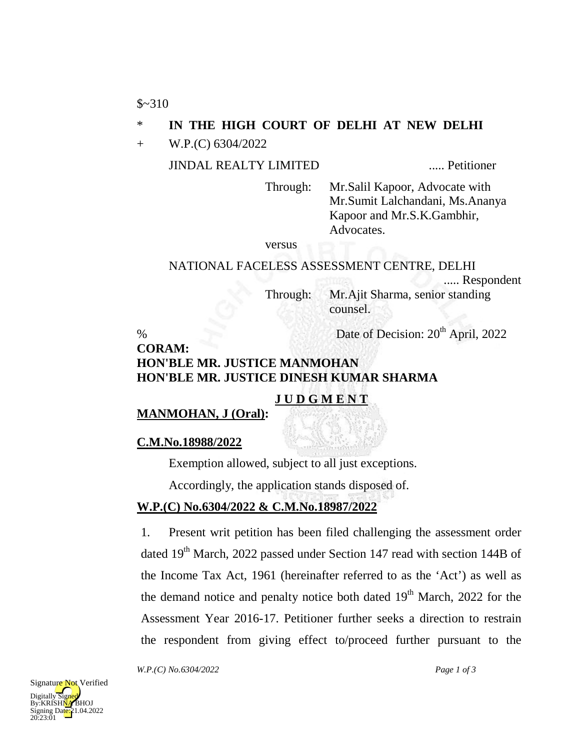$~310

\* **IN THE HIGH COURT OF DELHI AT NEW DELHI**

\+ W.P.(C) 6304/2022

JINDAL REALTY LIMITED ..... Petitioner

Through: Mr.Salil Kapoor, Advocate with Mr.Sumit Lalchandani, Ms.Ananya Kapoor and Mr.S.K.Gambhir, Advocates.

versus

NATIONAL FACELESS ASSESSMENT CENTRE, DELHI ..... Respondent

Through: Mr.Ajit Sharma, senior standing counsel.

% Date of Decision: 20th April, 2022

**CORAM:**
**HON'BLE MR. JUSTICE MANMOHAN**
**HON'BLE MR. JUSTICE DINESH KUMAR SHARMA**

**J U D G M E N T**

**MANMOHAN, J (Oral):**

**C.M.No.18988/2022**

Exemption allowed, subject to all just exceptions.

Accordingly, the application stands disposed of.

**W.P.(C) No.6304/2022 & C.M.No.18987/2022**

1. Present writ petition has been filed challenging the assessment order dated 19th March, 2022 passed under Section 147 read with section 144B of the Income Tax Act, 1961 (hereinafter referred to as the 'Act') as well as the demand notice and penalty notice both dated 19th March, 2022 for the Assessment Year 2016-17. Petitioner further seeks a direction to restrain the respondent from giving effect to/proceed further pursuant to the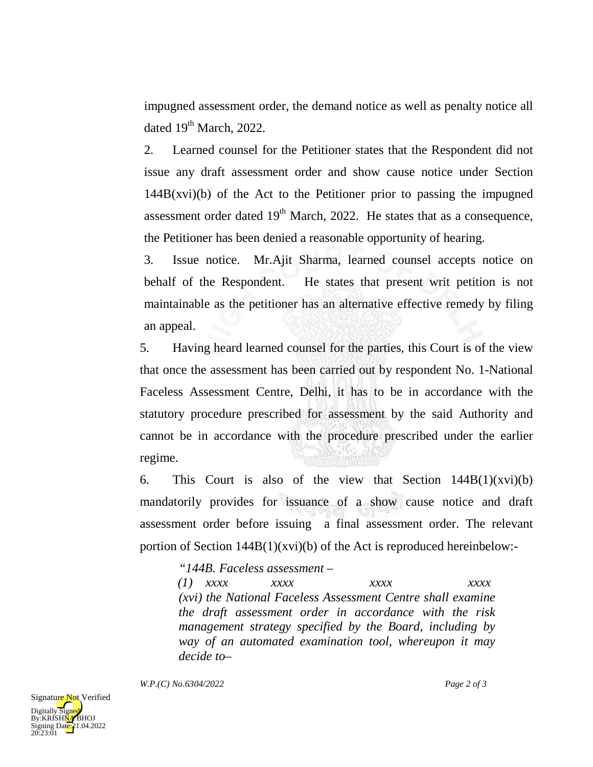impugned assessment order, the demand notice as well as penalty notice all dated 19th March, 2022.

2. Learned counsel for the Petitioner states that the Respondent did not issue any draft assessment order and show cause notice under Section 144B(xvi)(b) of the Act to the Petitioner prior to passing the impugned assessment order dated 19th March, 2022. He states that as a consequence, the Petitioner has been denied a reasonable opportunity of hearing.

3. Issue notice. Mr.Ajit Sharma, learned counsel accepts notice on behalf of the Respondent. He states that present writ petition is not maintainable as the petitioner has an alternative effective remedy by filing an appeal.

5. Having heard learned counsel for the parties, this Court is of the view that once the assessment has been carried out by respondent No. 1-National Faceless Assessment Centre, Delhi, it has to be in accordance with the statutory procedure prescribed for assessment by the said Authority and cannot be in accordance with the procedure prescribed under the earlier regime.

6. This Court is also of the view that Section 144B(1)(xvi)(b) mandatorily provides for issuance of a show cause notice and draft assessment order before issuing a final assessment order. The relevant portion of Section 144B(1)(xvi)(b) of the Act is reproduced hereinbelow:-

> *"144B. Faceless assessment –*
>
> *(1) xxxx xxxx xxxx xxxx*
>
> *(xvi) the National Faceless Assessment Centre shall examine the draft assessment order in accordance with the risk management strategy specified by the Board, including by way of an automated examination tool, whereupon it may decide to–*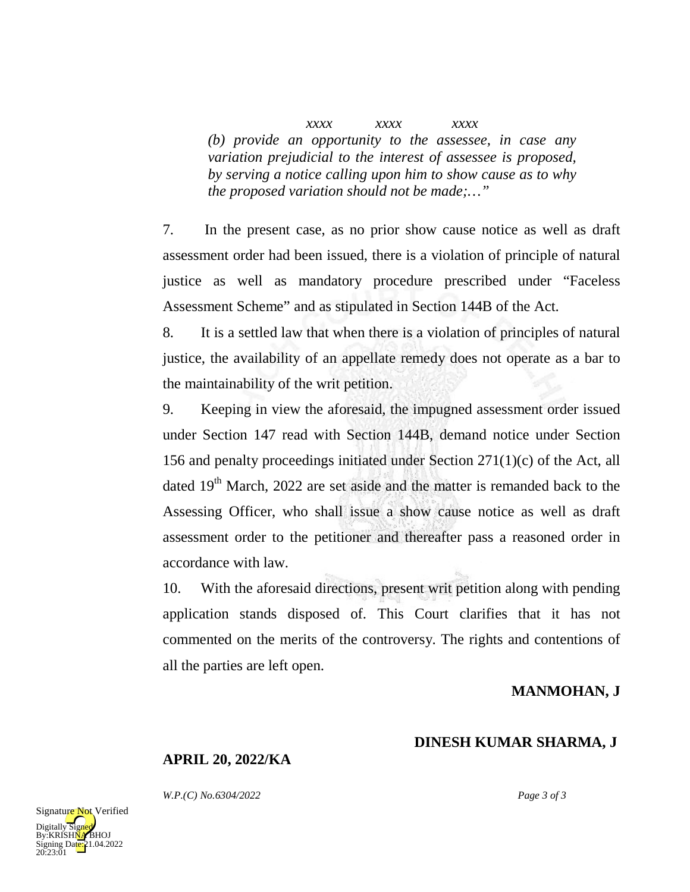*xxxx xxxx xxxx*

*(b) provide an opportunity to the assessee, in case any variation prejudicial to the interest of assessee is proposed, by serving a notice calling upon him to show cause as to why the proposed variation should not be made;…"*

7. In the present case, as no prior show cause notice as well as draft assessment order had been issued, there is a violation of principle of natural justice as well as mandatory procedure prescribed under "Faceless Assessment Scheme" and as stipulated in Section 144B of the Act.

8. It is a settled law that when there is a violation of principles of natural justice, the availability of an appellate remedy does not operate as a bar to the maintainability of the writ petition.

9. Keeping in view the aforesaid, the impugned assessment order issued under Section 147 read with Section 144B, demand notice under Section 156 and penalty proceedings initiated under Section 271(1)(c) of the Act, all dated 19th March, 2022 are set aside and the matter is remanded back to the Assessing Officer, who shall issue a show cause notice as well as draft assessment order to the petitioner and thereafter pass a reasoned order in accordance with law.

10. With the aforesaid directions, present writ petition along with pending application stands disposed of. This Court clarifies that it has not commented on the merits of the controversy. The rights and contentions of all the parties are left open.

**MANMOHAN, J**

**DINESH KUMAR SHARMA, J**

**APRIL 20, 2022/KA**

Signature Not Verified
Digitally Signed
By:KRISHNA BHOJ
Signing Date:21.04.2022
20:23:01